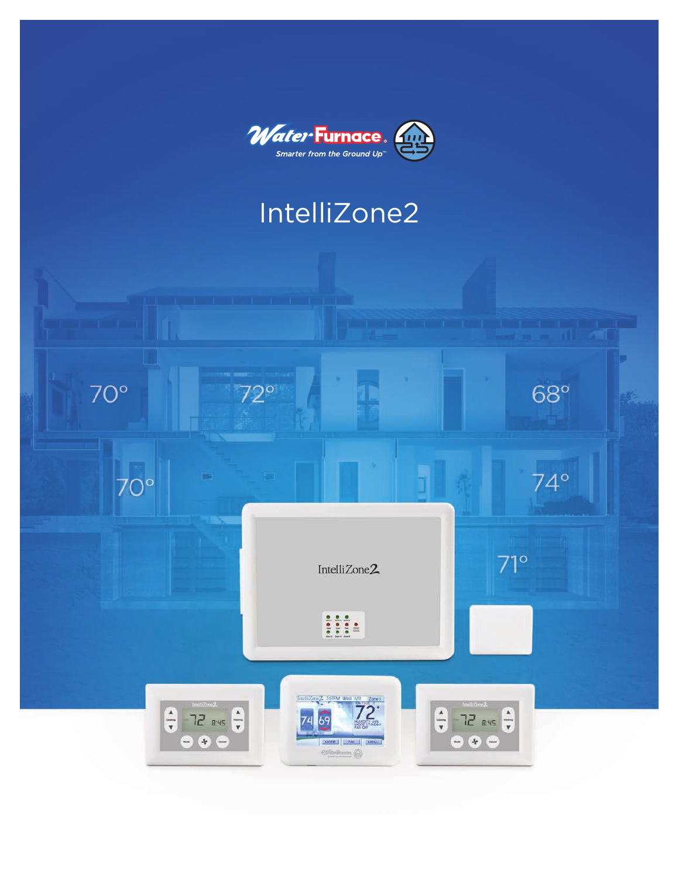WaterFurnace

Smarter from the Ground Up™

# IntelliZone2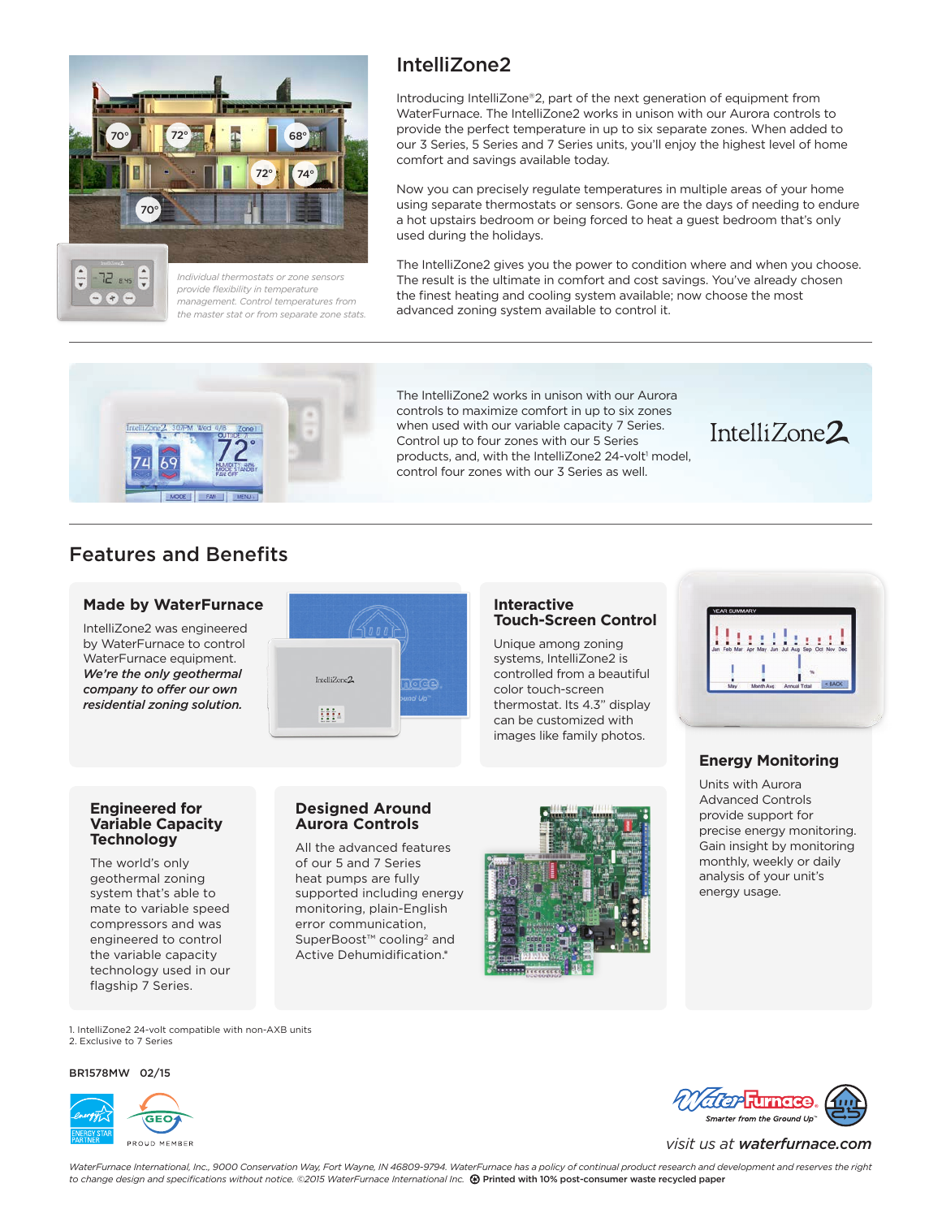## IntelliZone2

Individual thermostats or zone sensors provide flexibility in temperature management. Control temperatures from the master stat or from separate zone stats.

Introducing IntelliZone®2, part of the next generation of equipment from WaterFurnace. The IntelliZone2 works in unison with our Aurora controls to provide the perfect temperature in up to six separate zones. When added to our 3 Series, 5 Series and 7 Series units, you'll enjoy the highest level of home comfort and savings available today.

Now you can precisely regulate temperatures in multiple areas of your home using separate thermostats or sensors. Gone are the days of needing to endure a hot upstairs bedroom or being forced to heat a guest bedroom that's only used during the holidays.

The IntelliZone2 gives you the power to condition where and when you choose. The result is the ultimate in comfort and cost savings. You've already chosen the finest heating and cooling system available; now choose the most advanced zoning system available to control it.

The IntelliZone2 works in unison with our Aurora controls to maximize comfort in up to six zones when used with our variable capacity 7 Series. Control up to four zones with our 5 Series products, and, with the IntelliZone2 24-volt[1] model, control four zones with our 3 Series as well.

IntelliZone2

## Features and Benefits

### Made by WaterFurnace

IntelliZone2 was engineered by WaterFurnace to control WaterFurnace equipment. ***We're the only geothermal company to offer our own residential zoning solution.***

### Interactive Touch-Screen Control

Unique among zoning systems, IntelliZone2 is controlled from a beautiful color touch-screen thermostat. Its 4.3" display can be customized with images like family photos.

### Energy Monitoring

Units with Aurora Advanced Controls provide support for precise energy monitoring. Gain insight by monitoring monthly, weekly or daily analysis of your unit's energy usage.

### Engineered for Variable Capacity Technology

The world's only geothermal zoning system that's able to mate to variable speed compressors and was engineered to control the variable capacity technology used in our flagship 7 Series.

### Designed Around Aurora Controls

All the advanced features of our 5 and 7 Series heat pumps are fully supported including energy monitoring, plain-English error communication, SuperBoost™ cooling[2] and Active Dehumidification.*

1. IntelliZone2 24-volt compatible with non-AXB units
2. Exclusive to 7 Series

BR1578MW 02/15

ENERGY STAR PARTNER

GEO PROUD MEMBER

WaterFurnace Smarter from the Ground Up™

visit us at **waterfurnace.com**

*WaterFurnace International, Inc., 9000 Conservation Way, Fort Wayne, IN 46809-9794. WaterFurnace has a policy of continual product research and development and reserves the right to change design and specifications without notice. ©2015 WaterFurnace International Inc.* **Printed with 10% post-consumer waste recycled paper**